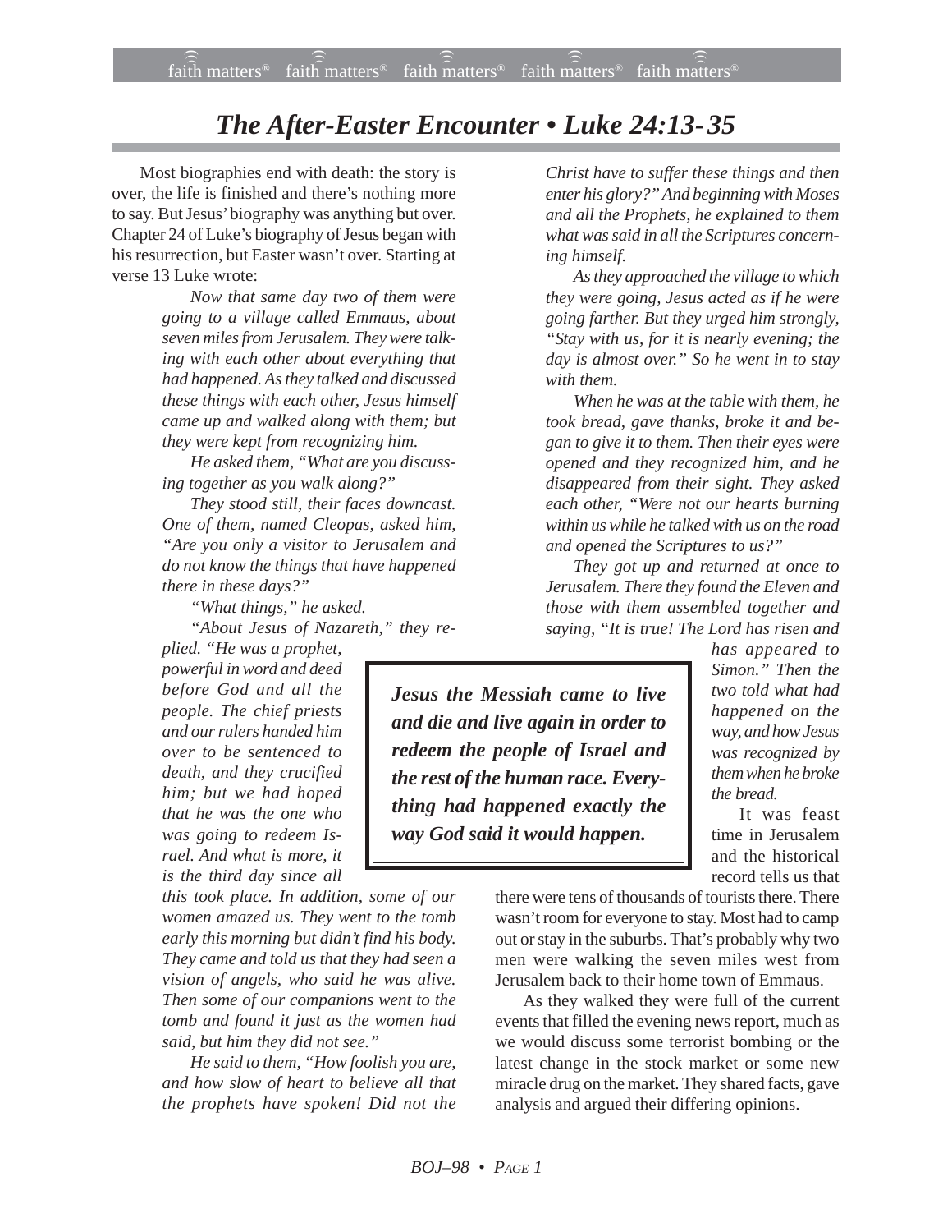# *The After-Easter Encounter • Luke 24:13-35*

Most biographies end with death: the story is over, the life is finished and there's nothing more to say. But Jesus' biography was anything but over. Chapter 24 of Luke's biography of Jesus began with his resurrection, but Easter wasn't over. Starting at verse 13 Luke wrote:

> *Now that same day two of them were going to a village called Emmaus, about seven miles from Jerusalem. They were talking with each other about everything that had happened. As they talked and discussed these things with each other, Jesus himself came up and walked along with them; but they were kept from recognizing him.*
>
> *He asked them, "What are you discussing together as you walk along?"*
>
> *They stood still, their faces downcast. One of them, named Cleopas, asked him, "Are you only a visitor to Jerusalem and do not know the things that have happened there in these days?"*
>
> *"What things," he asked.*
>
> *"About Jesus of Nazareth," they replied. "He was a prophet, powerful in word and deed before God and all the people. The chief priests and our rulers handed him over to be sentenced to death, and they crucified him; but we had hoped that he was the one who was going to redeem Israel. And what is more, it is the third day since all this took place. In addition, some of our women amazed us. They went to the tomb early this morning but didn't find his body. They came and told us that they had seen a vision of angels, who said he was alive. Then some of our companions went to the tomb and found it just as the women had said, but him they did not see."*
>
> *He said to them, "How foolish you are, and how slow of heart to believe all that the prophets have spoken! Did not the Christ have to suffer these things and then enter his glory?" And beginning with Moses and all the Prophets, he explained to them what was said in all the Scriptures concerning himself.*
>
> *As they approached the village to which they were going, Jesus acted as if he were going farther. But they urged him strongly, "Stay with us, for it is nearly evening; the day is almost over." So he went in to stay with them.*
>
> *When he was at the table with them, he took bread, gave thanks, broke it and began to give it to them. Then their eyes were opened and they recognized him, and he disappeared from their sight. They asked each other, "Were not our hearts burning within us while he talked with us on the road and opened the Scriptures to us?"*
>
> *They got up and returned at once to Jerusalem. There they found the Eleven and those with them assembled together and saying, "It is true! The Lord has risen and has appeared to Simon." Then the two told what had happened on the way, and how Jesus was recognized by them when he broke the bread.*

> ***Jesus the Messiah came to live and die and live again in order to redeem the people of Israel and the rest of the human race. Everything had happened exactly the way God said it would happen.***

It was feast time in Jerusalem and the historical record tells us that there were tens of thousands of tourists there. There wasn't room for everyone to stay. Most had to camp out or stay in the suburbs. That's probably why two men were walking the seven miles west from Jerusalem back to their home town of Emmaus.

As they walked they were full of the current events that filled the evening news report, much as we would discuss some terrorist bombing or the latest change in the stock market or some new miracle drug on the market. They shared facts, gave analysis and argued their differing opinions.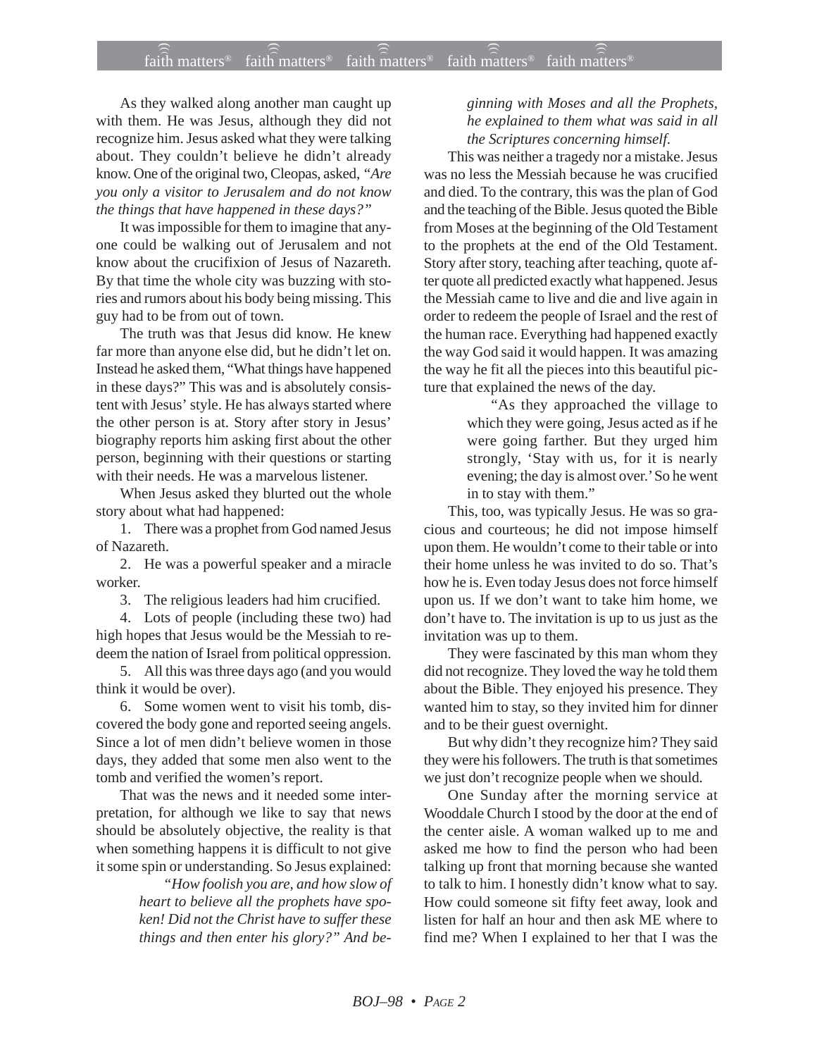As they walked along another man caught up with them. He was Jesus, although they did not recognize him. Jesus asked what they were talking about. They couldn't believe he didn't already know. One of the original two, Cleopas, asked, *"Are you only a visitor to Jerusalem and do not know the things that have happened in these days?"*

It was impossible for them to imagine that anyone could be walking out of Jerusalem and not know about the crucifixion of Jesus of Nazareth. By that time the whole city was buzzing with stories and rumors about his body being missing. This guy had to be from out of town.

The truth was that Jesus did know. He knew far more than anyone else did, but he didn't let on. Instead he asked them, "What things have happened in these days?" This was and is absolutely consistent with Jesus' style. He has always started where the other person is at. Story after story in Jesus' biography reports him asking first about the other person, beginning with their questions or starting with their needs. He was a marvelous listener.

When Jesus asked they blurted out the whole story about what had happened:

1. There was a prophet from God named Jesus of Nazareth.
2. He was a powerful speaker and a miracle worker.
3. The religious leaders had him crucified.
4. Lots of people (including these two) had high hopes that Jesus would be the Messiah to redeem the nation of Israel from political oppression.
5. All this was three days ago (and you would think it would be over).
6. Some women went to visit his tomb, discovered the body gone and reported seeing angels. Since a lot of men didn't believe women in those days, they added that some men also went to the tomb and verified the women's report.

That was the news and it needed some interpretation, for although we like to say that news should be absolutely objective, the reality is that when something happens it is difficult to not give it some spin or understanding. So Jesus explained:

> *"How foolish you are, and how slow of heart to believe all the prophets have spoken! Did not the Christ have to suffer these things and then enter his glory?" And beginning with Moses and all the Prophets, he explained to them what was said in all the Scriptures concerning himself.*

This was neither a tragedy nor a mistake. Jesus was no less the Messiah because he was crucified and died. To the contrary, this was the plan of God and the teaching of the Bible. Jesus quoted the Bible from Moses at the beginning of the Old Testament to the prophets at the end of the Old Testament. Story after story, teaching after teaching, quote after quote all predicted exactly what happened. Jesus the Messiah came to live and die and live again in order to redeem the people of Israel and the rest of the human race. Everything had happened exactly the way God said it would happen. It was amazing the way he fit all the pieces into this beautiful picture that explained the news of the day.

> "As they approached the village to which they were going, Jesus acted as if he were going farther. But they urged him strongly, 'Stay with us, for it is nearly evening; the day is almost over.' So he went in to stay with them."

This, too, was typically Jesus. He was so gracious and courteous; he did not impose himself upon them. He wouldn't come to their table or into their home unless he was invited to do so. That's how he is. Even today Jesus does not force himself upon us. If we don't want to take him home, we don't have to. The invitation is up to us just as the invitation was up to them.

They were fascinated by this man whom they did not recognize. They loved the way he told them about the Bible. They enjoyed his presence. They wanted him to stay, so they invited him for dinner and to be their guest overnight.

But why didn't they recognize him? They said they were his followers. The truth is that sometimes we just don't recognize people when we should.

One Sunday after the morning service at Wooddale Church I stood by the door at the end of the center aisle. A woman walked up to me and asked me how to find the person who had been talking up front that morning because she wanted to talk to him. I honestly didn't know what to say. How could someone sit fifty feet away, look and listen for half an hour and then ask ME where to find me? When I explained to her that I was the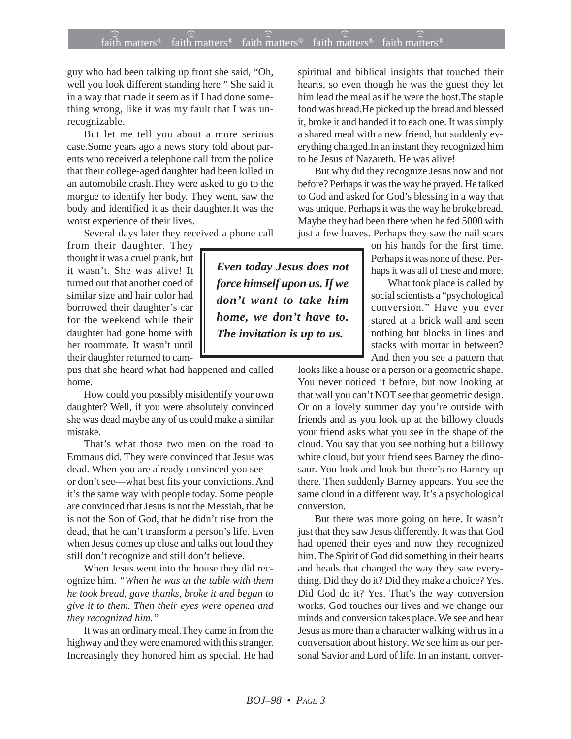guy who had been talking up front she said, "Oh, well you look different standing here." She said it in a way that made it seem as if I had done something wrong, like it was my fault that I was unrecognizable.

But let me tell you about a more serious case.Some years ago a news story told about parents who received a telephone call from the police that their college-aged daughter had been killed in an automobile crash.They were asked to go to the morgue to identify her body. They went, saw the body and identified it as their daughter.It was the worst experience of their lives.

Several days later they received a phone call from their daughter. They thought it was a cruel prank, but it wasn't. She was alive! It turned out that another coed of similar size and hair color had borrowed their daughter's car for the weekend while their daughter had gone home with her roommate. It wasn't until their daughter returned to campus that she heard what had happened and called home.

How could you possibly misidentify your own daughter? Well, if you were absolutely convinced she was dead maybe any of us could make a similar mistake.

That's what those two men on the road to Emmaus did. They were convinced that Jesus was dead. When you are already convinced you see—or don't see—what best fits your convictions. And it's the same way with people today. Some people are convinced that Jesus is not the Messiah, that he is not the Son of God, that he didn't rise from the dead, that he can't transform a person's life. Even when Jesus comes up close and talks out loud they still don't recognize and still don't believe.

When Jesus went into the house they did recognize him. *"When he was at the table with them he took bread, gave thanks, broke it and began to give it to them. Then their eyes were opened and they recognized him."*

It was an ordinary meal.They came in from the highway and they were enamored with this stranger. Increasingly they honored him as special. He had spiritual and biblical insights that touched their hearts, so even though he was the guest they let him lead the meal as if he were the host.The staple food was bread.He picked up the bread and blessed it, broke it and handed it to each one. It was simply a shared meal with a new friend, but suddenly everything changed.In an instant they recognized him to be Jesus of Nazareth. He was alive!

But why did they recognize Jesus now and not before? Perhaps it was the way he prayed. He talked to God and asked for God's blessing in a way that was unique. Perhaps it was the way he broke bread. Maybe they had been there when he fed 5000 with just a few loaves. Perhaps they saw the nail scars on his hands for the first time. Perhaps it was none of these. Perhaps it was all of these and more.

> ***Even today Jesus does not force himself upon us. If we don't want to take him home, we don't have to. The invitation is up to us.***

What took place is called by social scientists a "psychological conversion." Have you ever stared at a brick wall and seen nothing but blocks in lines and stacks with mortar in between? And then you see a pattern that looks like a house or a person or a geometric shape. You never noticed it before, but now looking at that wall you can't NOT see that geometric design. Or on a lovely summer day you're outside with friends and as you look up at the billowy clouds your friend asks what you see in the shape of the cloud. You say that you see nothing but a billowy white cloud, but your friend sees Barney the dinosaur. You look and look but there's no Barney up there. Then suddenly Barney appears. You see the same cloud in a different way. It's a psychological conversion.

But there was more going on here. It wasn't just that they saw Jesus differently. It was that God had opened their eyes and now they recognized him. The Spirit of God did something in their hearts and heads that changed the way they saw everything. Did they do it? Did they make a choice? Yes. Did God do it? Yes. That's the way conversion works. God touches our lives and we change our minds and conversion takes place. We see and hear Jesus as more than a character walking with us in a conversation about history. We see him as our personal Savior and Lord of life. In an instant, conver-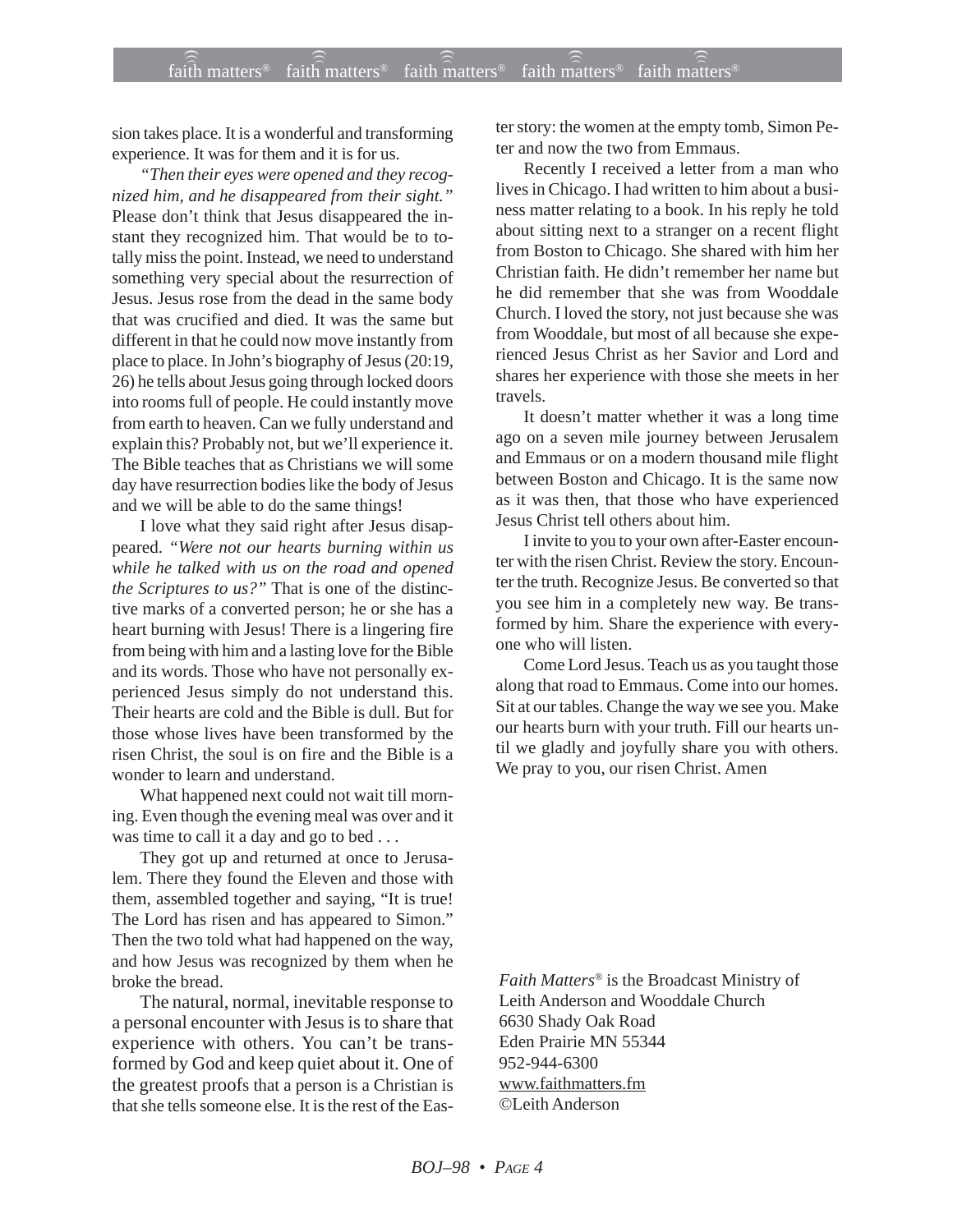sion takes place. It is a wonderful and transforming experience. It was for them and it is for us.

*"Then their eyes were opened and they recognized him, and he disappeared from their sight."* Please don't think that Jesus disappeared the instant they recognized him. That would be to totally miss the point. Instead, we need to understand something very special about the resurrection of Jesus. Jesus rose from the dead in the same body that was crucified and died. It was the same but different in that he could now move instantly from place to place. In John's biography of Jesus (20:19, 26) he tells about Jesus going through locked doors into rooms full of people. He could instantly move from earth to heaven. Can we fully understand and explain this? Probably not, but we'll experience it. The Bible teaches that as Christians we will some day have resurrection bodies like the body of Jesus and we will be able to do the same things!

I love what they said right after Jesus disappeared. *"Were not our hearts burning within us while he talked with us on the road and opened the Scriptures to us?"* That is one of the distinctive marks of a converted person; he or she has a heart burning with Jesus! There is a lingering fire from being with him and a lasting love for the Bible and its words. Those who have not personally experienced Jesus simply do not understand this. Their hearts are cold and the Bible is dull. But for those whose lives have been transformed by the risen Christ, the soul is on fire and the Bible is a wonder to learn and understand.

What happened next could not wait till morning. Even though the evening meal was over and it was time to call it a day and go to bed . . .

They got up and returned at once to Jerusalem. There they found the Eleven and those with them, assembled together and saying, "It is true! The Lord has risen and has appeared to Simon." Then the two told what had happened on the way, and how Jesus was recognized by them when he broke the bread.

The natural, normal, inevitable response to a personal encounter with Jesus is to share that experience with others. You can't be transformed by God and keep quiet about it. One of the greatest proofs that a person is a Christian is that she tells someone else. It is the rest of the Easter story: the women at the empty tomb, Simon Peter and now the two from Emmaus.

Recently I received a letter from a man who lives in Chicago. I had written to him about a business matter relating to a book. In his reply he told about sitting next to a stranger on a recent flight from Boston to Chicago. She shared with him her Christian faith. He didn't remember her name but he did remember that she was from Wooddale Church. I loved the story, not just because she was from Wooddale, but most of all because she experienced Jesus Christ as her Savior and Lord and shares her experience with those she meets in her travels.

It doesn't matter whether it was a long time ago on a seven mile journey between Jerusalem and Emmaus or on a modern thousand mile flight between Boston and Chicago. It is the same now as it was then, that those who have experienced Jesus Christ tell others about him.

I invite to you to your own after-Easter encounter with the risen Christ. Review the story. Encounter the truth. Recognize Jesus. Be converted so that you see him in a completely new way. Be transformed by him. Share the experience with everyone who will listen.

Come Lord Jesus. Teach us as you taught those along that road to Emmaus. Come into our homes. Sit at our tables. Change the way we see you. Make our hearts burn with your truth. Fill our hearts until we gladly and joyfully share you with others. We pray to you, our risen Christ. Amen

*Faith Matters*® is the Broadcast Ministry of
Leith Anderson and Wooddale Church
6630 Shady Oak Road
Eden Prairie MN 55344
952-944-6300
www.faithmatters.fm
©Leith Anderson